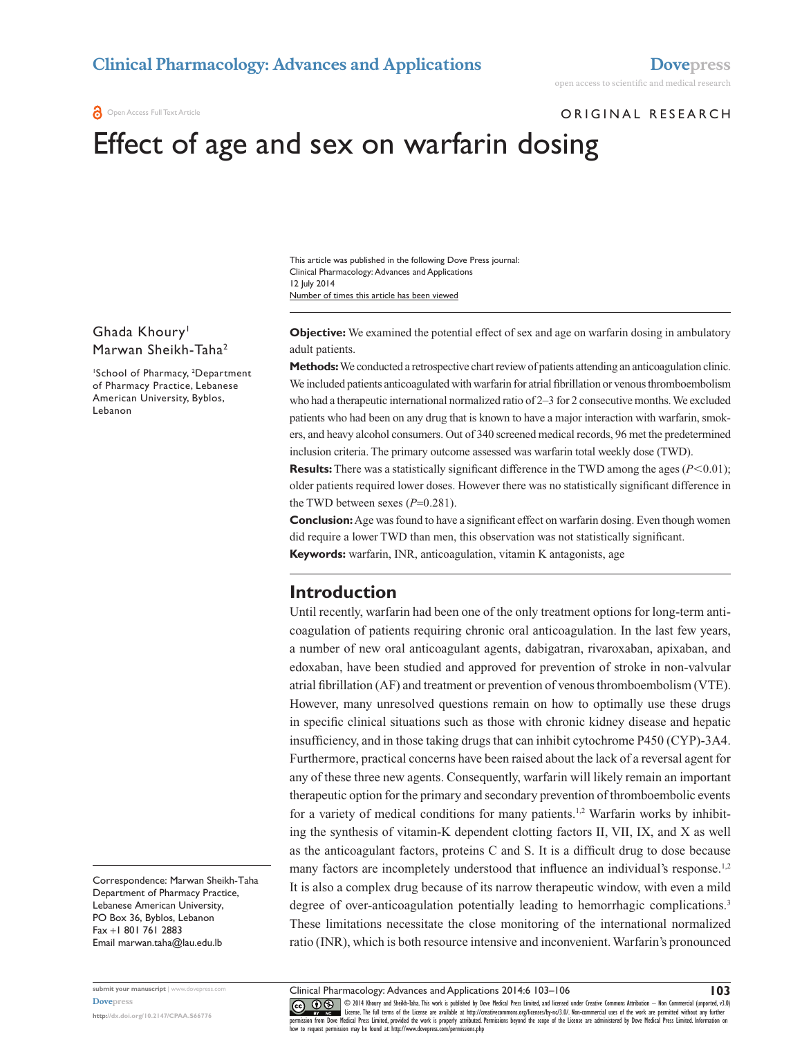ORIGINAL RESEARCH

# Effect of age and sex on warfarin dosing

This article was published in the following Dove Press journal:
Clinical Pharmacology: Advances and Applications
12 July 2014
Number of times this article has been viewed

Ghada Khoury[1]
Marwan Sheikh-Taha[2]

[1]School of Pharmacy, [2]Department of Pharmacy Practice, Lebanese American University, Byblos, Lebanon

Correspondence: Marwan Sheikh-Taha
Department of Pharmacy Practice,
Lebanese American University,
PO Box 36, Byblos, Lebanon
Fax +1 801 761 2883
Email marwan.taha@lau.edu.lb

**Objective:** We examined the potential effect of sex and age on warfarin dosing in ambulatory adult patients.

**Methods:** We conducted a retrospective chart review of patients attending an anticoagulation clinic. We included patients anticoagulated with warfarin for atrial fibrillation or venous thromboembolism who had a therapeutic international normalized ratio of 2–3 for 2 consecutive months. We excluded patients who had been on any drug that is known to have a major interaction with warfarin, smokers, and heavy alcohol consumers. Out of 340 screened medical records, 96 met the predetermined inclusion criteria. The primary outcome assessed was warfarin total weekly dose (TWD).

**Results:** There was a statistically significant difference in the TWD among the ages ($P<0.01$); older patients required lower doses. However there was no statistically significant difference in the TWD between sexes ($P=0.281$).

**Conclusion:** Age was found to have a significant effect on warfarin dosing. Even though women did require a lower TWD than men, this observation was not statistically significant.

**Keywords:** warfarin, INR, anticoagulation, vitamin K antagonists, age

## Introduction

Until recently, warfarin had been one of the only treatment options for long-term anticoagulation of patients requiring chronic oral anticoagulation. In the last few years, a number of new oral anticoagulant agents, dabigatran, rivaroxaban, apixaban, and edoxaban, have been studied and approved for prevention of stroke in non-valvular atrial fibrillation (AF) and treatment or prevention of venous thromboembolism (VTE). However, many unresolved questions remain on how to optimally use these drugs in specific clinical situations such as those with chronic kidney disease and hepatic insufficiency, and in those taking drugs that can inhibit cytochrome P450 (CYP)-3A4. Furthermore, practical concerns have been raised about the lack of a reversal agent for any of these three new agents. Consequently, warfarin will likely remain an important therapeutic option for the primary and secondary prevention of thromboembolic events for a variety of medical conditions for many patients.[1,2] Warfarin works by inhibiting the synthesis of vitamin-K dependent clotting factors II, VII, IX, and X as well as the anticoagulant factors, proteins C and S. It is a difficult drug to dose because many factors are incompletely understood that influence an individual's response.[1,2] It is also a complex drug because of its narrow therapeutic window, with even a mild degree of over-anticoagulation potentially leading to hemorrhagic complications.[3] These limitations necessitate the close monitoring of the international normalized ratio (INR), which is both resource intensive and inconvenient. Warfarin's pronounced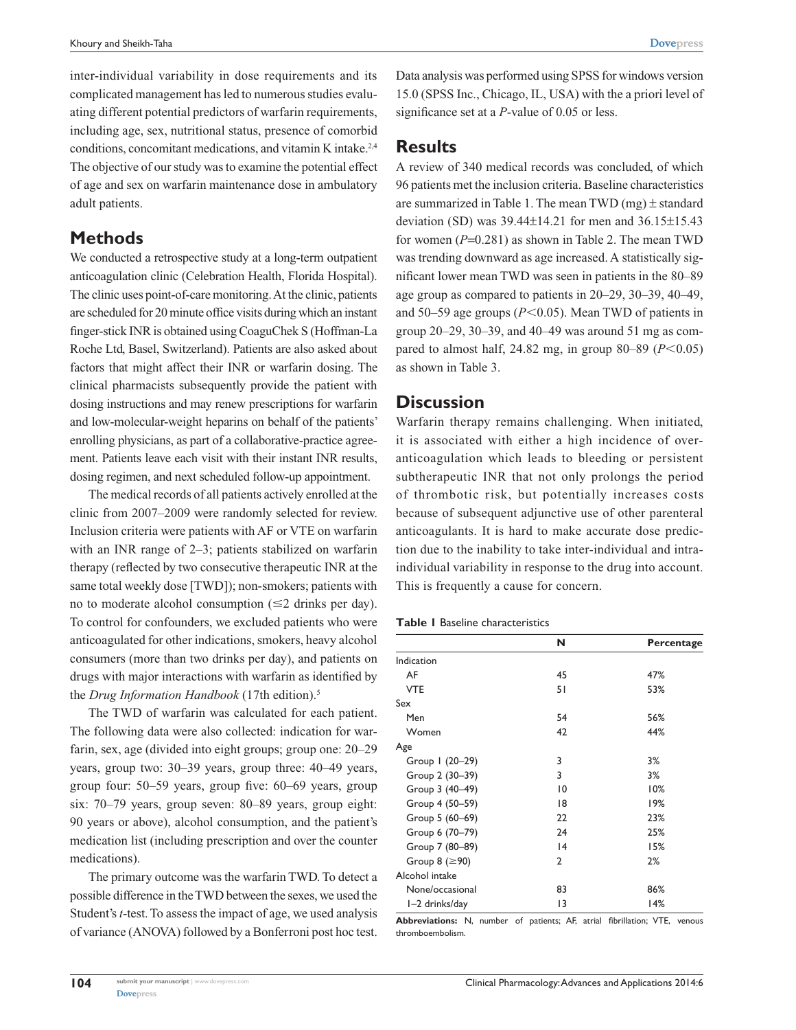inter-individual variability in dose requirements and its complicated management has led to numerous studies evaluating different potential predictors of warfarin requirements, including age, sex, nutritional status, presence of comorbid conditions, concomitant medications, and vitamin K intake.[2,4] The objective of our study was to examine the potential effect of age and sex on warfarin maintenance dose in ambulatory adult patients.

## Methods

We conducted a retrospective study at a long-term outpatient anticoagulation clinic (Celebration Health, Florida Hospital). The clinic uses point-of-care monitoring. At the clinic, patients are scheduled for 20 minute office visits during which an instant finger-stick INR is obtained using CoaguChek S (Hoffman-La Roche Ltd, Basel, Switzerland). Patients are also asked about factors that might affect their INR or warfarin dosing. The clinical pharmacists subsequently provide the patient with dosing instructions and may renew prescriptions for warfarin and low-molecular-weight heparins on behalf of the patients' enrolling physicians, as part of a collaborative-practice agreement. Patients leave each visit with their instant INR results, dosing regimen, and next scheduled follow-up appointment.

The medical records of all patients actively enrolled at the clinic from 2007–2009 were randomly selected for review. Inclusion criteria were patients with AF or VTE on warfarin with an INR range of 2–3; patients stabilized on warfarin therapy (reflected by two consecutive therapeutic INR at the same total weekly dose [TWD]); non-smokers; patients with no to moderate alcohol consumption (≤2 drinks per day). To control for confounders, we excluded patients who were anticoagulated for other indications, smokers, heavy alcohol consumers (more than two drinks per day), and patients on drugs with major interactions with warfarin as identified by the *Drug Information Handbook* (17th edition).[5]

The TWD of warfarin was calculated for each patient. The following data were also collected: indication for warfarin, sex, age (divided into eight groups; group one: 20–29 years, group two: 30–39 years, group three: 40–49 years, group four: 50–59 years, group five: 60–69 years, group six: 70–79 years, group seven: 80–89 years, group eight: 90 years or above), alcohol consumption, and the patient's medication list (including prescription and over the counter medications).

The primary outcome was the warfarin TWD. To detect a possible difference in the TWD between the sexes, we used the Student's *t*-test. To assess the impact of age, we used analysis of variance (ANOVA) followed by a Bonferroni post hoc test. Data analysis was performed using SPSS for windows version 15.0 (SPSS Inc., Chicago, IL, USA) with the a priori level of significance set at a *P*-value of 0.05 or less.

## Results

A review of 340 medical records was concluded, of which 96 patients met the inclusion criteria. Baseline characteristics are summarized in Table 1. The mean TWD (mg) ± standard deviation (SD) was 39.44±14.21 for men and 36.15±15.43 for women ($P$=0.281) as shown in Table 2. The mean TWD was trending downward as age increased. A statistically significant lower mean TWD was seen in patients in the 80–89 age group as compared to patients in 20–29, 30–39, 40–49, and 50–59 age groups ($P<0.05$). Mean TWD of patients in group 20–29, 30–39, and 40–49 was around 51 mg as compared to almost half, 24.82 mg, in group 80–89 ($P<0.05$) as shown in Table 3.

## Discussion

Warfarin therapy remains challenging. When initiated, it is associated with either a high incidence of over-anticoagulation which leads to bleeding or persistent subtherapeutic INR that not only prolongs the period of thrombotic risk, but potentially increases costs because of subsequent adjunctive use of other parenteral anticoagulants. It is hard to make accurate dose prediction due to the inability to take inter-individual and intra-individual variability in response to the drug into account. This is frequently a cause for concern.

**Table 1** Baseline characteristics

| | N | Percentage |
|---|---|---|
| Indication | | |
| AF | 45 | 47% |
| VTE | 51 | 53% |
| Sex | | |
| Men | 54 | 56% |
| Women | 42 | 44% |
| Age | | |
| Group 1 (20–29) | 3 | 3% |
| Group 2 (30–39) | 3 | 3% |
| Group 3 (40–49) | 10 | 10% |
| Group 4 (50–59) | 18 | 19% |
| Group 5 (60–69) | 22 | 23% |
| Group 6 (70–79) | 24 | 25% |
| Group 7 (80–89) | 14 | 15% |
| Group 8 (≥90) | 2 | 2% |
| Alcohol intake | | |
| None/occasional | 83 | 86% |
| 1–2 drinks/day | 13 | 14% |

**Abbreviations:** N, number of patients; AF, atrial fibrillation; VTE, venous thromboembolism.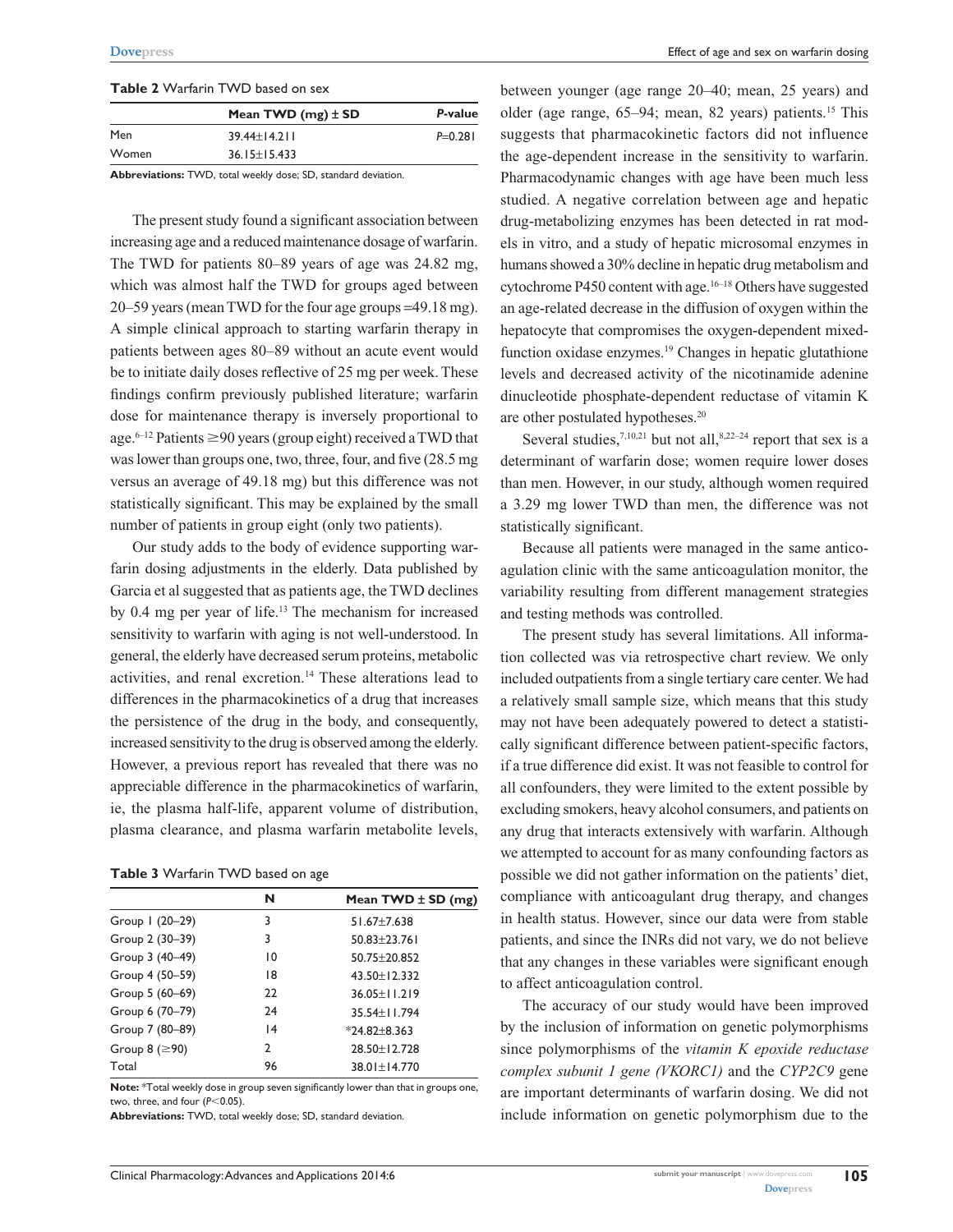**Table 2** Warfarin TWD based on sex

| | Mean TWD (mg) ± SD | *P*-value |
|---|---|---|
| Men | 39.44±14.211 | $P$=0.281 |
| Women | 36.15±15.433 | |

**Abbreviations:** TWD, total weekly dose; SD, standard deviation.

The present study found a significant association between increasing age and a reduced maintenance dosage of warfarin. The TWD for patients 80–89 years of age was 24.82 mg, which was almost half the TWD for groups aged between 20–59 years (mean TWD for the four age groups =49.18 mg). A simple clinical approach to starting warfarin therapy in patients between ages 80–89 without an acute event would be to initiate daily doses reflective of 25 mg per week. These findings confirm previously published literature; warfarin dose for maintenance therapy is inversely proportional to age.[6–12] Patients ≥90 years (group eight) received a TWD that was lower than groups one, two, three, four, and five (28.5 mg versus an average of 49.18 mg) but this difference was not statistically significant. This may be explained by the small number of patients in group eight (only two patients).

Our study adds to the body of evidence supporting warfarin dosing adjustments in the elderly. Data published by Garcia et al suggested that as patients age, the TWD declines by 0.4 mg per year of life.[13] The mechanism for increased sensitivity to warfarin with aging is not well-understood. In general, the elderly have decreased serum proteins, metabolic activities, and renal excretion.[14] These alterations lead to differences in the pharmacokinetics of a drug that increases the persistence of the drug in the body, and consequently, increased sensitivity to the drug is observed among the elderly. However, a previous report has revealed that there was no appreciable difference in the pharmacokinetics of warfarin, ie, the plasma half-life, apparent volume of distribution, plasma clearance, and plasma warfarin metabolite levels,

**Table 3** Warfarin TWD based on age

| | N | Mean TWD ± SD (mg) |
|---|---|---|
| Group 1 (20–29) | 3 | 51.67±7.638 |
| Group 2 (30–39) | 3 | 50.83±23.761 |
| Group 3 (40–49) | 10 | 50.75±20.852 |
| Group 4 (50–59) | 18 | 43.50±12.332 |
| Group 5 (60–69) | 22 | 36.05±11.219 |
| Group 6 (70–79) | 24 | 35.54±11.794 |
| Group 7 (80–89) | 14 | *24.82±8.363 |
| Group 8 (≥90) | 2 | 28.50±12.728 |
| Total | 96 | 38.01±14.770 |

**Note:** *Total weekly dose in group seven significantly lower than that in groups one, two, three, and four ($P<0.05$).

**Abbreviations:** TWD, total weekly dose; SD, standard deviation.

between younger (age range 20–40; mean, 25 years) and older (age range, 65–94; mean, 82 years) patients.[15] This suggests that pharmacokinetic factors did not influence the age-dependent increase in the sensitivity to warfarin. Pharmacodynamic changes with age have been much less studied. A negative correlation between age and hepatic drug-metabolizing enzymes has been detected in rat models in vitro, and a study of hepatic microsomal enzymes in humans showed a 30% decline in hepatic drug metabolism and cytochrome P450 content with age.[16–18] Others have suggested an age-related decrease in the diffusion of oxygen within the hepatocyte that compromises the oxygen-dependent mixed-function oxidase enzymes.[19] Changes in hepatic glutathione levels and decreased activity of the nicotinamide adenine dinucleotide phosphate-dependent reductase of vitamin K are other postulated hypotheses.[20]

Several studies,[7,10,21] but not all,[8,22–24] report that sex is a determinant of warfarin dose; women require lower doses than men. However, in our study, although women required a 3.29 mg lower TWD than men, the difference was not statistically significant.

Because all patients were managed in the same anticoagulation clinic with the same anticoagulation monitor, the variability resulting from different management strategies and testing methods was controlled.

The present study has several limitations. All information collected was via retrospective chart review. We only included outpatients from a single tertiary care center. We had a relatively small sample size, which means that this study may not have been adequately powered to detect a statistically significant difference between patient-specific factors, if a true difference did exist. It was not feasible to control for all confounders, they were limited to the extent possible by excluding smokers, heavy alcohol consumers, and patients on any drug that interacts extensively with warfarin. Although we attempted to account for as many confounding factors as possible we did not gather information on the patients' diet, compliance with anticoagulant drug therapy, and changes in health status. However, since our data were from stable patients, and since the INRs did not vary, we do not believe that any changes in these variables were significant enough to affect anticoagulation control.

The accuracy of our study would have been improved by the inclusion of information on genetic polymorphisms since polymorphisms of the *vitamin K epoxide reductase complex subunit 1 gene (VKORC1)* and the *CYP2C9* gene are important determinants of warfarin dosing. We did not include information on genetic polymorphism due to the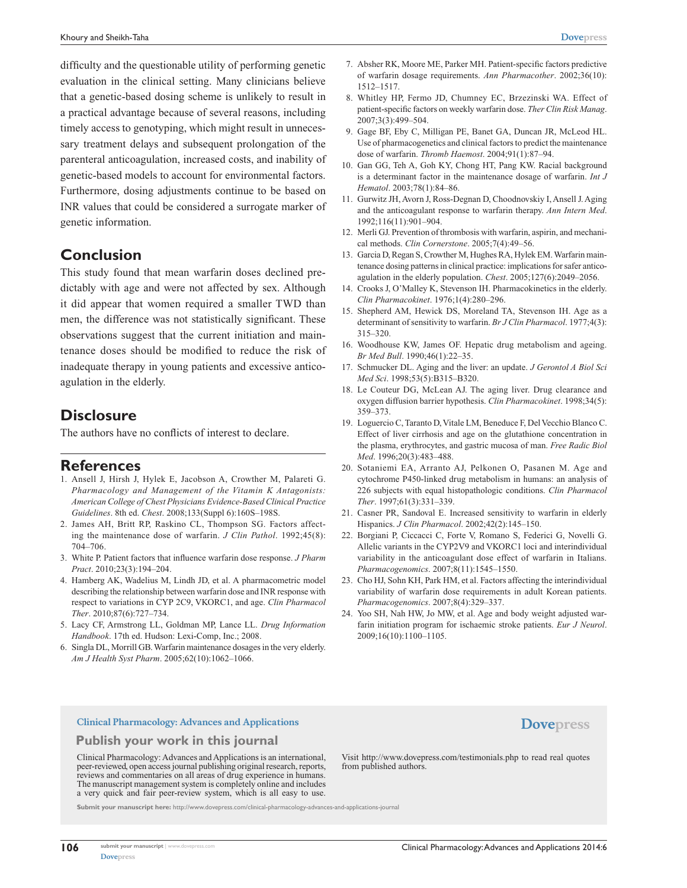difficulty and the questionable utility of performing genetic evaluation in the clinical setting. Many clinicians believe that a genetic-based dosing scheme is unlikely to result in a practical advantage because of several reasons, including timely access to genotyping, which might result in unnecessary treatment delays and subsequent prolongation of the parenteral anticoagulation, increased costs, and inability of genetic-based models to account for environmental factors. Furthermore, dosing adjustments continue to be based on INR values that could be considered a surrogate marker of genetic information.

## Conclusion

This study found that mean warfarin doses declined predictably with age and were not affected by sex. Although it did appear that women required a smaller TWD than men, the difference was not statistically significant. These observations suggest that the current initiation and maintenance doses should be modified to reduce the risk of inadequate therapy in young patients and excessive anticoagulation in the elderly.

## Disclosure

The authors have no conflicts of interest to declare.

## References

1. Ansell J, Hirsh J, Hylek E, Jacobson A, Crowther M, Palareti G. *Pharmacology and Management of the Vitamin K Antagonists: American College of Chest Physicians Evidence-Based Clinical Practice Guidelines*. 8th ed. *Chest*. 2008;133(Suppl 6):160S–198S.
2. James AH, Britt RP, Raskino CL, Thompson SG. Factors affecting the maintenance dose of warfarin. *J Clin Pathol*. 1992;45(8):704–706.
3. White P. Patient factors that influence warfarin dose response. *J Pharm Pract*. 2010;23(3):194–204.
4. Hamberg AK, Wadelius M, Lindh JD, et al. A pharmacometric model describing the relationship between warfarin dose and INR response with respect to variations in CYP 2C9, VKORC1, and age. *Clin Pharmacol Ther*. 2010;87(6):727–734.
5. Lacy CF, Armstrong LL, Goldman MP, Lance LL. *Drug Information Handbook*. 17th ed. Hudson: Lexi-Comp, Inc.; 2008.
6. Singla DL, Morrill GB. Warfarin maintenance dosages in the very elderly. *Am J Health Syst Pharm*. 2005;62(10):1062–1066.
7. Absher RK, Moore ME, Parker MH. Patient-specific factors predictive of warfarin dosage requirements. *Ann Pharmacother*. 2002;36(10):1512–1517.
8. Whitley HP, Fermo JD, Chumney EC, Brzezinski WA. Effect of patient-specific factors on weekly warfarin dose. *Ther Clin Risk Manag*. 2007;3(3):499–504.
9. Gage BF, Eby C, Milligan PE, Banet GA, Duncan JR, McLeod HL. Use of pharmacogenetics and clinical factors to predict the maintenance dose of warfarin. *Thromb Haemost*. 2004;91(1):87–94.
10. Gan GG, Teh A, Goh KY, Chong HT, Pang KW. Racial background is a determinant factor in the maintenance dosage of warfarin. *Int J Hematol*. 2003;78(1):84–86.
11. Gurwitz JH, Avorn J, Ross-Degnan D, Choodnovskiy I, Ansell J. Aging and the anticoagulant response to warfarin therapy. *Ann Intern Med*. 1992;116(11):901–904.
12. Merli GJ. Prevention of thrombosis with warfarin, aspirin, and mechanical methods. *Clin Cornerstone*. 2005;7(4):49–56.
13. Garcia D, Regan S, Crowther M, Hughes RA, Hylek EM. Warfarin maintenance dosing patterns in clinical practice: implications for safer anticoagulation in the elderly population. *Chest*. 2005;127(6):2049–2056.
14. Crooks J, O'Malley K, Stevenson IH. Pharmacokinetics in the elderly. *Clin Pharmacokinet*. 1976;1(4):280–296.
15. Shepherd AM, Hewick DS, Moreland TA, Stevenson IH. Age as a determinant of sensitivity to warfarin. *Br J Clin Pharmacol*. 1977;4(3):315–320.
16. Woodhouse KW, James OF. Hepatic drug metabolism and ageing. *Br Med Bull*. 1990;46(1):22–35.
17. Schmucker DL. Aging and the liver: an update. *J Gerontol A Biol Sci Med Sci*. 1998;53(5):B315–B320.
18. Le Couteur DG, McLean AJ. The aging liver. Drug clearance and oxygen diffusion barrier hypothesis. *Clin Pharmacokinet*. 1998;34(5):359–373.
19. Loguercio C, Taranto D, Vitale LM, Beneduce F, Del Vecchio Blanco C. Effect of liver cirrhosis and age on the glutathione concentration in the plasma, erythrocytes, and gastric mucosa of man. *Free Radic Biol Med*. 1996;20(3):483–488.
20. Sotaniemi EA, Arranto AJ, Pelkonen O, Pasanen M. Age and cytochrome P450-linked drug metabolism in humans: an analysis of 226 subjects with equal histopathologic conditions. *Clin Pharmacol Ther*. 1997;61(3):331–339.
21. Casner PR, Sandoval E. Increased sensitivity to warfarin in elderly Hispanics. *J Clin Pharmacol*. 2002;42(2):145–150.
22. Borgiani P, Ciccacci C, Forte V, Romano S, Federici G, Novelli G. Allelic variants in the CYP2V9 and VKORC1 loci and interindividual variability in the anticoagulant dose effect of warfarin in Italians. *Pharmacogenomics*. 2007;8(11):1545–1550.
23. Cho HJ, Sohn KH, Park HM, et al. Factors affecting the interindividual variability of warfarin dose requirements in adult Korean patients. *Pharmacogenomics*. 2007;8(4):329–337.
24. Yoo SH, Nah HW, Jo MW, et al. Age and body weight adjusted warfarin initiation program for ischaemic stroke patients. *Eur J Neurol*. 2009;16(10):1100–1105.

**Clinical Pharmacology: Advances and Applications**

### Publish your work in this journal

Clinical Pharmacology: Advances and Applications is an international, peer-reviewed, open access journal publishing original research, reports, reviews and commentaries on all areas of drug experience in humans. The manuscript management system is completely online and includes a very quick and fair peer-review system, which is all easy to use.

Visit http://www.dovepress.com/testimonials.php to read real quotes from published authors.

**Submit your manuscript here:** http://www.dovepress.com/clinical-pharmacology-advances-and-applications-journal